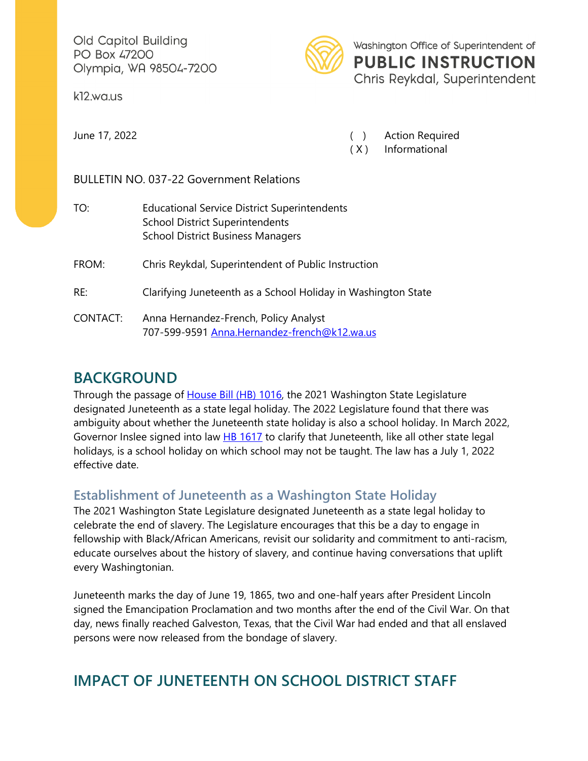Old Capitol Building
PO Box 47200
Olympia, WA 98504-7200

k12.wa.us

Washington Office of Superintendent of
**PUBLIC INSTRUCTION**
Chris Reykdal, Superintendent

June 17, 2022

( ) Action Required
( X ) Informational

BULLETIN NO. 037-22 Government Relations

TO: Educational Service District Superintendents
School District Superintendents
School District Business Managers

FROM: Chris Reykdal, Superintendent of Public Instruction

RE: Clarifying Juneteenth as a School Holiday in Washington State

CONTACT: Anna Hernandez-French, Policy Analyst
707-599-9591 Anna.Hernandez-french@k12.wa.us

## BACKGROUND

Through the passage of House Bill (HB) 1016, the 2021 Washington State Legislature designated Juneteenth as a state legal holiday. The 2022 Legislature found that there was ambiguity about whether the Juneteenth state holiday is also a school holiday. In March 2022, Governor Inslee signed into law HB 1617 to clarify that Juneteenth, like all other state legal holidays, is a school holiday on which school may not be taught. The law has a July 1, 2022 effective date.

### Establishment of Juneteenth as a Washington State Holiday

The 2021 Washington State Legislature designated Juneteenth as a state legal holiday to celebrate the end of slavery. The Legislature encourages that this be a day to engage in fellowship with Black/African Americans, revisit our solidarity and commitment to anti-racism, educate ourselves about the history of slavery, and continue having conversations that uplift every Washingtonian.

Juneteenth marks the day of June 19, 1865, two and one-half years after President Lincoln signed the Emancipation Proclamation and two months after the end of the Civil War. On that day, news finally reached Galveston, Texas, that the Civil War had ended and that all enslaved persons were now released from the bondage of slavery.

## IMPACT OF JUNETEENTH ON SCHOOL DISTRICT STAFF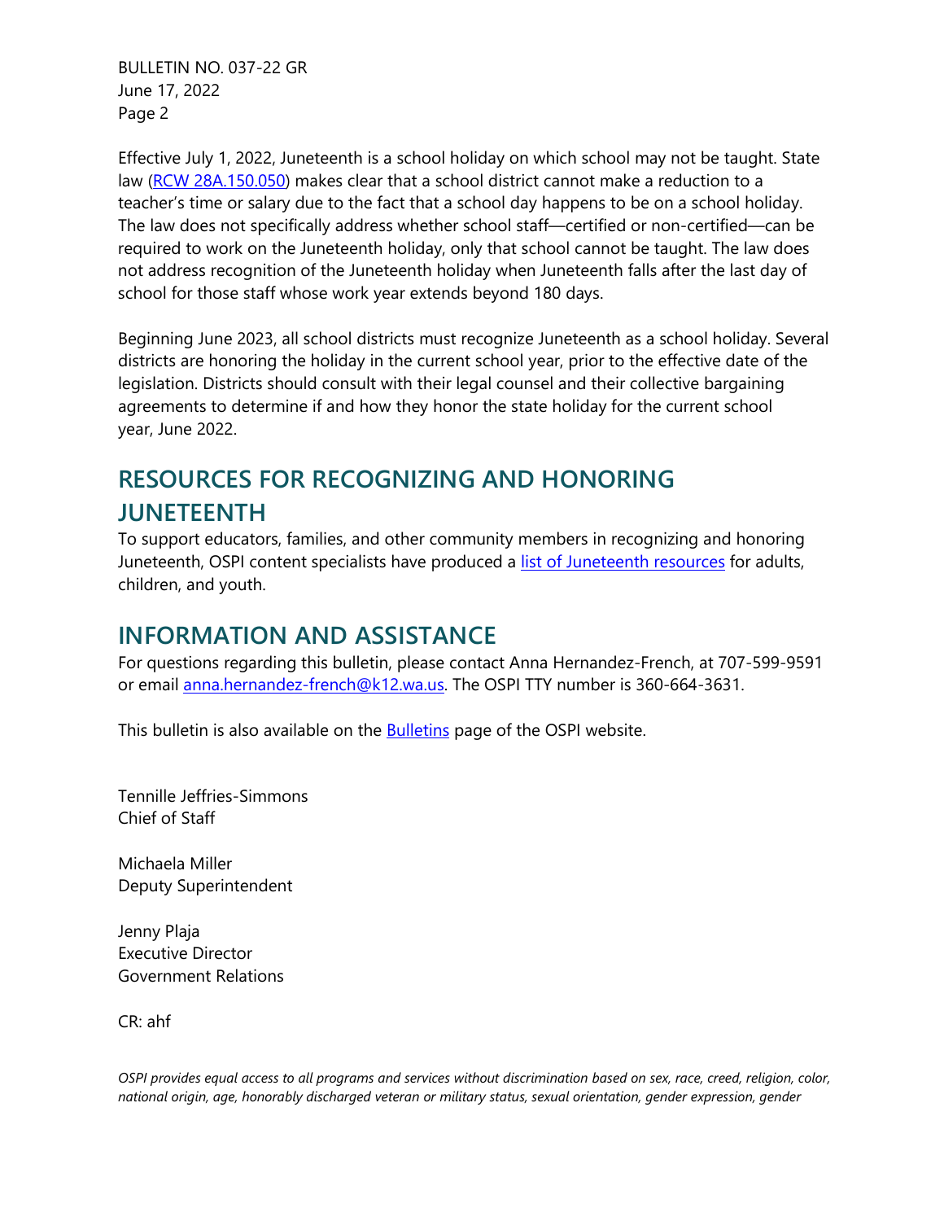Effective July 1, 2022, Juneteenth is a school holiday on which school may not be taught. State law ([RCW 28A.150.050]) makes clear that a school district cannot make a reduction to a teacher's time or salary due to the fact that a school day happens to be on a school holiday. The law does not specifically address whether school staff—certified or non-certified—can be required to work on the Juneteenth holiday, only that school cannot be taught. The law does not address recognition of the Juneteenth holiday when Juneteenth falls after the last day of school for those staff whose work year extends beyond 180 days.

Beginning June 2023, all school districts must recognize Juneteenth as a school holiday. Several districts are honoring the holiday in the current school year, prior to the effective date of the legislation. Districts should consult with their legal counsel and their collective bargaining agreements to determine if and how they honor the state holiday for the current school year, June 2022.

## RESOURCES FOR RECOGNIZING AND HONORING JUNETEENTH

To support educators, families, and other community members in recognizing and honoring Juneteenth, OSPI content specialists have produced a list of Juneteenth resources for adults, children, and youth.

## INFORMATION AND ASSISTANCE

For questions regarding this bulletin, please contact Anna Hernandez-French, at 707-599-9591 or email anna.hernandez-french@k12.wa.us. The OSPI TTY number is 360-664-3631.

This bulletin is also available on the Bulletins page of the OSPI website.

Tennille Jeffries-Simmons
Chief of Staff

Michaela Miller
Deputy Superintendent

Jenny Plaja
Executive Director
Government Relations

CR: ahf

*OSPI provides equal access to all programs and services without discrimination based on sex, race, creed, religion, color, national origin, age, honorably discharged veteran or military status, sexual orientation, gender expression, gender*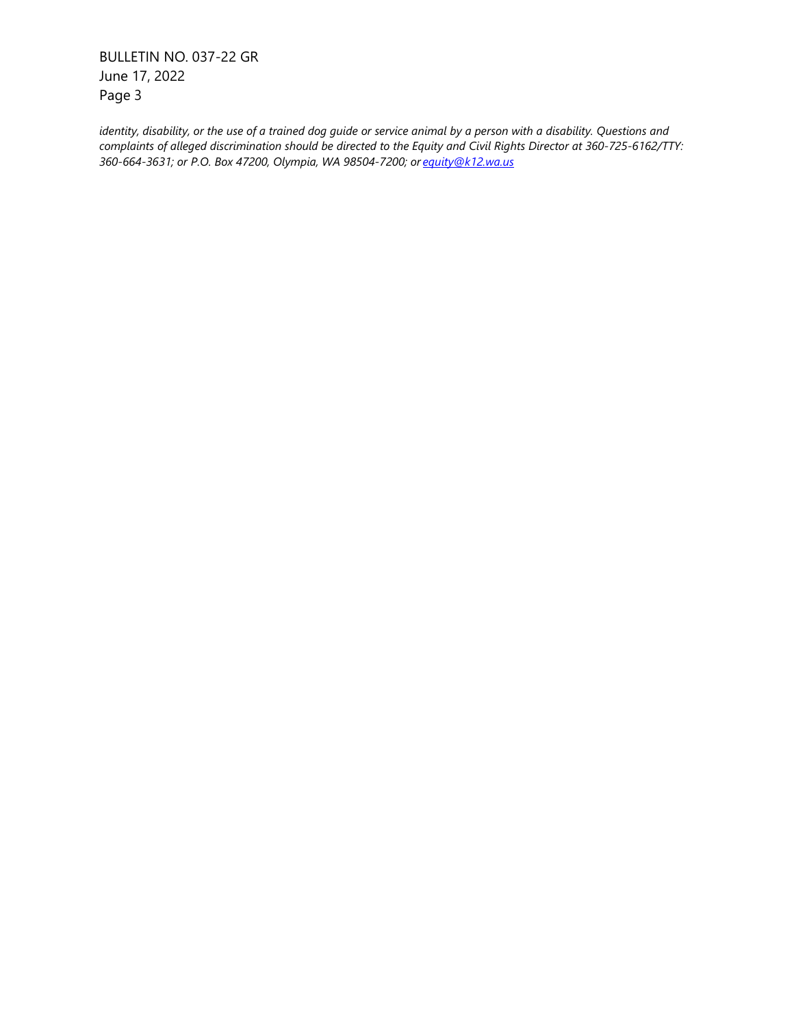*identity, disability, or the use of a trained dog guide or service animal by a person with a disability. Questions and complaints of alleged discrimination should be directed to the Equity and Civil Rights Director at 360-725-6162/TTY: 360-664-3631; or P.O. Box 47200, Olympia, WA 98504-7200; or [equity@k12.wa.us](mailto:equity@k12.wa.us)*